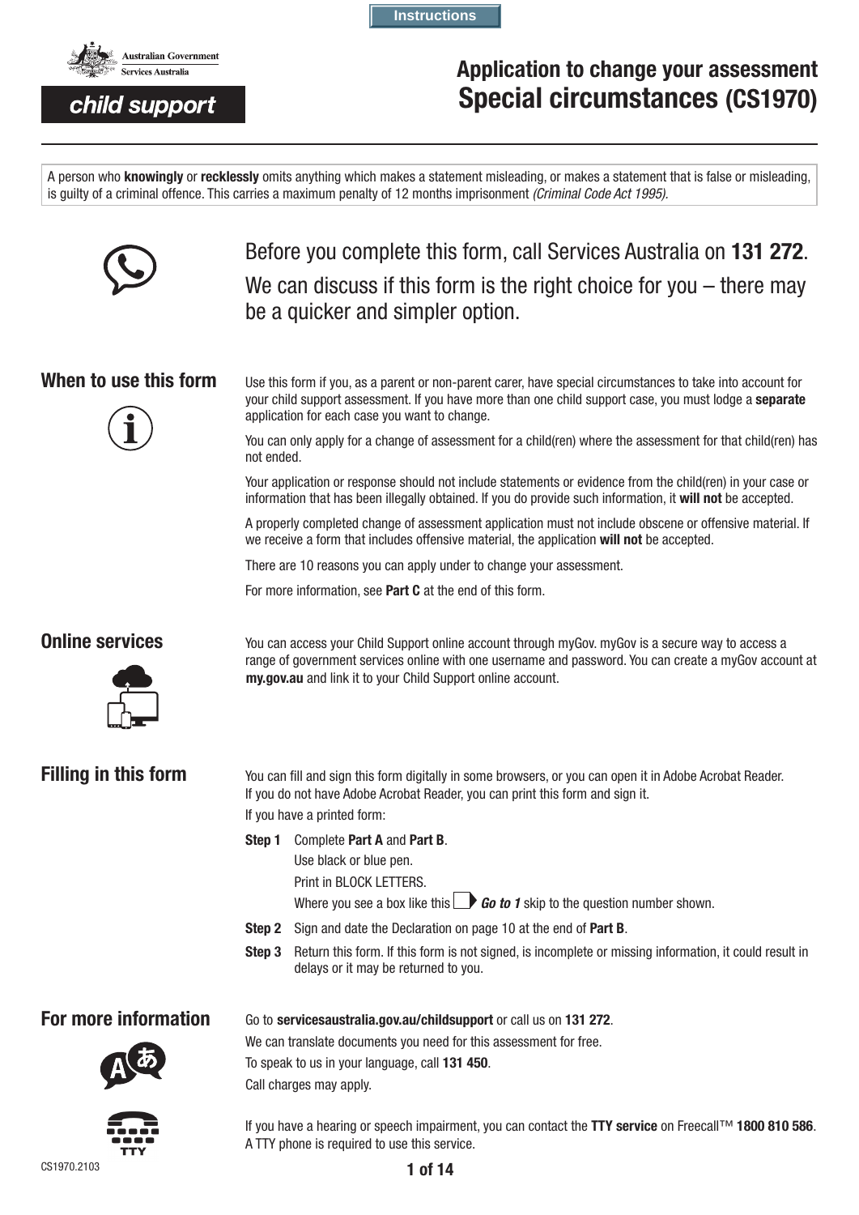Instructions

Australian Government
Services Australia

child support

# Application to change your assessment
# Special circumstances (CS1970)

A person who **knowingly** or **recklessly** omits anything which makes a statement misleading, or makes a statement that is false or misleading, is guilty of a criminal offence. This carries a maximum penalty of 12 months imprisonment *(Criminal Code Act 1995)*.

Before you complete this form, call Services Australia on **131 272**.

We can discuss if this form is the right choice for you – there may be a quicker and simpler option.

## When to use this form

Use this form if you, as a parent or non-parent carer, have special circumstances to take into account for your child support assessment. If you have more than one child support case, you must lodge a **separate** application for each case you want to change.

You can only apply for a change of assessment for a child(ren) where the assessment for that child(ren) has not ended.

Your application or response should not include statements or evidence from the child(ren) in your case or information that has been illegally obtained. If you do provide such information, it **will not** be accepted.

A properly completed change of assessment application must not include obscene or offensive material. If we receive a form that includes offensive material, the application **will not** be accepted.

There are 10 reasons you can apply under to change your assessment.

For more information, see **Part C** at the end of this form.

## Online services

You can access your Child Support online account through myGov. myGov is a secure way to access a range of government services online with one username and password. You can create a myGov account at **my.gov.au** and link it to your Child Support online account.

## Filling in this form

You can fill and sign this form digitally in some browsers, or you can open it in Adobe Acrobat Reader. If you do not have Adobe Acrobat Reader, you can print this form and sign it.

If you have a printed form:

**Step 1** Complete **Part A** and **Part B**.
Use black or blue pen.
Print in BLOCK LETTERS.
Where you see a box like this ***Go to 1*** skip to the question number shown.

**Step 2** Sign and date the Declaration on page 10 at the end of **Part B**.

**Step 3** Return this form. If this form is not signed, is incomplete or missing information, it could result in delays or it may be returned to you.

## For more information

Go to **servicesaustralia.gov.au/childsupport** or call us on **131 272**.

We can translate documents you need for this assessment for free.

To speak to us in your language, call **131 450**.

Call charges may apply.

If you have a hearing or speech impairment, you can contact the **TTY service** on Freecall™ **1800 810 586**. A TTY phone is required to use this service.

CS1970.2103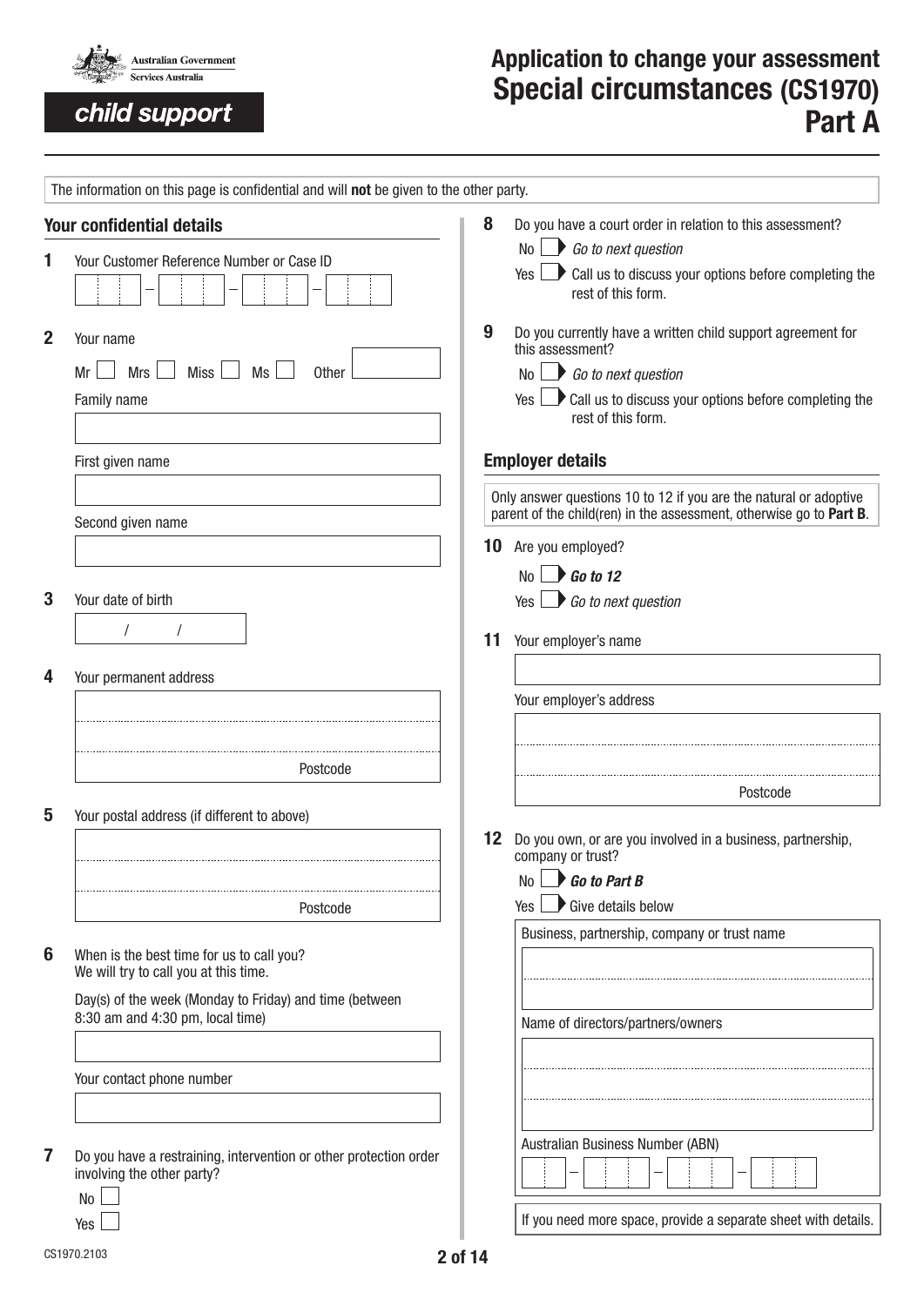Australian Government
Services Australia

child support

# Application to change your assessment Special circumstances (CS1970) Part A

The information on this page is confidential and will **not** be given to the other party.

## Your confidential details

**1** Your Customer Reference Number or Case ID

**2** Your name

Mr ☐ Mrs ☐ Miss ☐ Ms ☐ Other

Family name

First given name

Second given name

**3** Your date of birth

/ /

**4** Your permanent address

Postcode

**5** Your postal address (if different to above)

Postcode

**6** When is the best time for us to call you?
We will try to call you at this time.

Day(s) of the week (Monday to Friday) and time (between 8:30 am and 4:30 pm, local time)

Your contact phone number

**7** Do you have a restraining, intervention or other protection order involving the other party?

No ☐

Yes ☐

**8** Do you have a court order in relation to this assessment?

No ☐ *Go to next question*

Yes ☐ Call us to discuss your options before completing the rest of this form.

**9** Do you currently have a written child support agreement for this assessment?

No ☐ *Go to next question*

Yes ☐ Call us to discuss your options before completing the rest of this form.

## Employer details

Only answer questions 10 to 12 if you are the natural or adoptive parent of the child(ren) in the assessment, otherwise go to **Part B**.

**10** Are you employed?

No ☐ ***Go to 12***

Yes ☐ *Go to next question*

**11** Your employer's name

Your employer's address

Postcode

**12** Do you own, or are you involved in a business, partnership, company or trust?

No ☐ ***Go to Part B***

Yes ☐ Give details below

Business, partnership, company or trust name

Name of directors/partners/owners

Australian Business Number (ABN)

If you need more space, provide a separate sheet with details.

CS1970.2103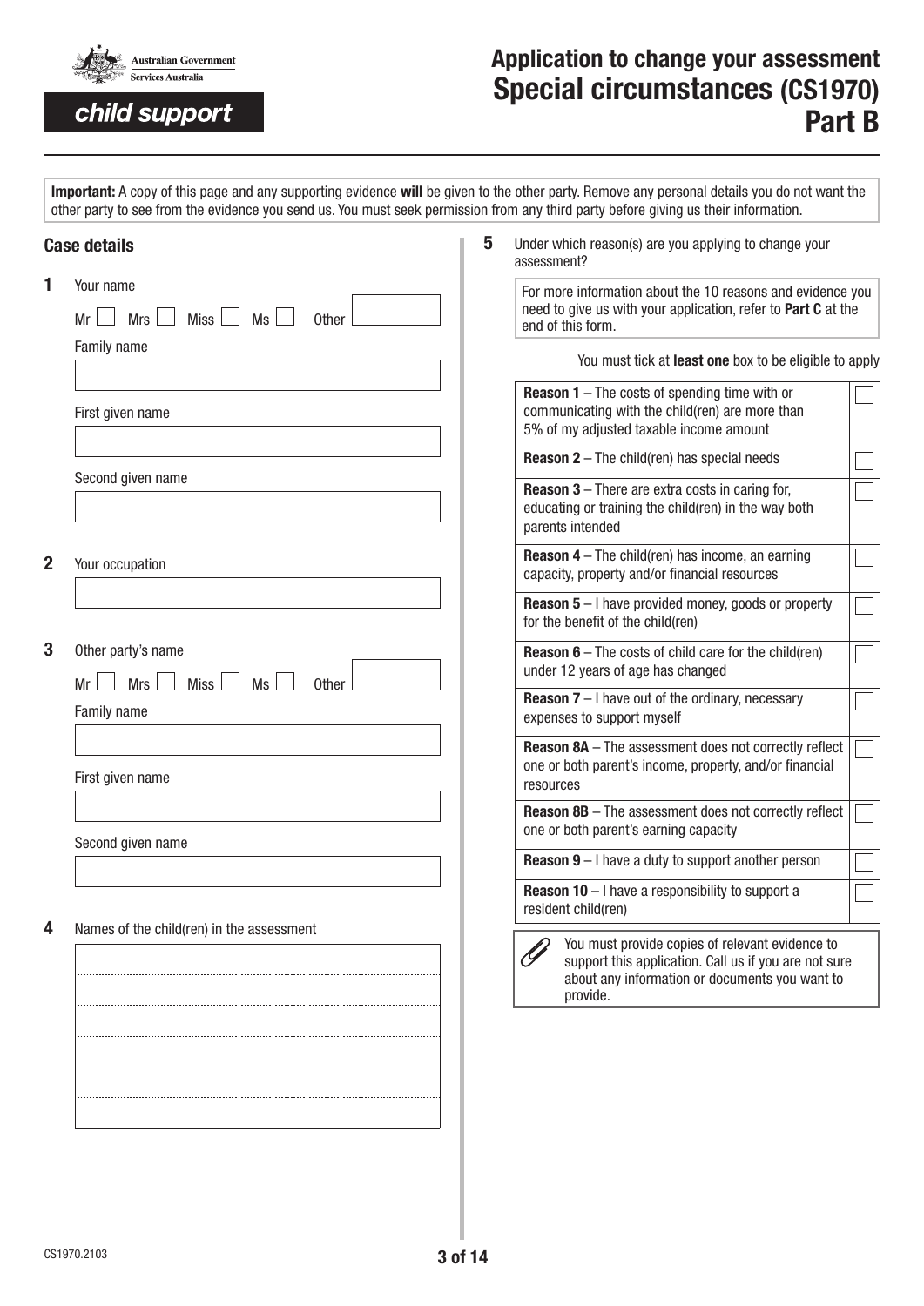Australian Government
Services Australia

**child support**

# Application to change your assessment
# Special circumstances (CS1970)
# Part B

**Important:** A copy of this page and any supporting evidence **will** be given to the other party. Remove any personal details you do not want the other party to see from the evidence you send us. You must seek permission from any third party before giving us their information.

## Case details

**1** Your name

Mr ☐ Mrs ☐ Miss ☐ Ms ☐ Other ______

Family name

First given name

Second given name

**2** Your occupation

**3** Other party's name

Mr ☐ Mrs ☐ Miss ☐ Ms ☐ Other ______

Family name

First given name

Second given name

**4** Names of the child(ren) in the assessment

**5** Under which reason(s) are you applying to change your assessment?

For more information about the 10 reasons and evidence you need to give us with your application, refer to **Part C** at the end of this form.

You must tick at **least one** box to be eligible to apply

| Reason | |
|---|---|
| **Reason 1** – The costs of spending time with or communicating with the child(ren) are more than 5% of my adjusted taxable income amount | ☐ |
| **Reason 2** – The child(ren) has special needs | ☐ |
| **Reason 3** – There are extra costs in caring for, educating or training the child(ren) in the way both parents intended | ☐ |
| **Reason 4** – The child(ren) has income, an earning capacity, property and/or financial resources | ☐ |
| **Reason 5** – I have provided money, goods or property for the benefit of the child(ren) | ☐ |
| **Reason 6** – The costs of child care for the child(ren) under 12 years of age has changed | ☐ |
| **Reason 7** – I have out of the ordinary, necessary expenses to support myself | ☐ |
| **Reason 8A** – The assessment does not correctly reflect one or both parent's income, property, and/or financial resources | ☐ |
| **Reason 8B** – The assessment does not correctly reflect one or both parent's earning capacity | ☐ |
| **Reason 9** – I have a duty to support another person | ☐ |
| **Reason 10** – I have a responsibility to support a resident child(ren) | ☐ |

You must provide copies of relevant evidence to support this application. Call us if you are not sure about any information or documents you want to provide.

CS1970.2103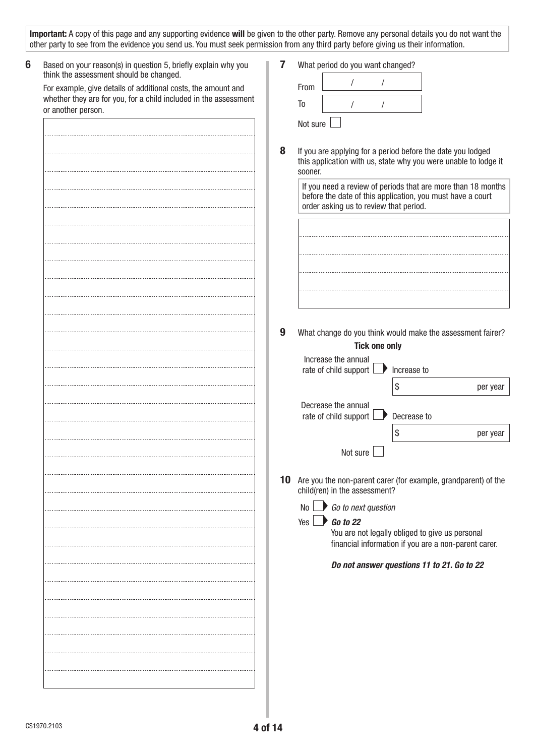**Important:** A copy of this page and any supporting evidence **will** be given to the other party. Remove any personal details you do not want the other party to see from the evidence you send us. You must seek permission from any third party before giving us their information.

**6** Based on your reason(s) in question 5, briefly explain why you think the assessment should be changed.

For example, give details of additional costs, the amount and whether they are for you, for a child included in the assessment or another person.

**7** What period do you want changed?

From ____ / ____ / ____

To ____ / ____ / ____

Not sure ☐

**8** If you are applying for a period before the date you lodged this application with us, state why you were unable to lodge it sooner.

If you need a review of periods that are more than 18 months before the date of this application, you must have a court order asking us to review that period.

**9** What change do you think would make the assessment fairer?

**Tick one only**

Increase the annual rate of child support ☐ ▶ Increase to $ ________ per year

Decrease the annual rate of child support ☐ ▶ Decrease to $ ________ per year

Not sure ☐

**10** Are you the non-parent carer (for example, grandparent) of the child(ren) in the assessment?

No ☐ ▶ *Go to next question*

Yes ☐ ▶ ***Go to 22***

You are not legally obliged to give us personal financial information if you are a non-parent carer.

***Do not answer questions 11 to 21. Go to 22***

CS1970.2103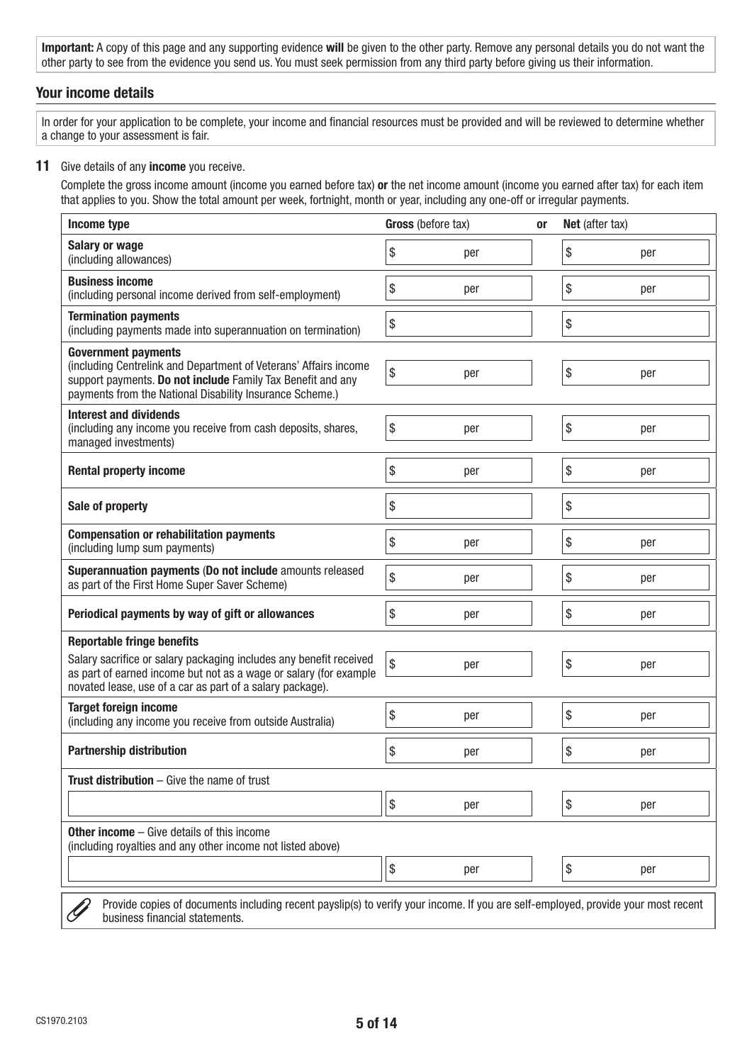**Important:** A copy of this page and any supporting evidence **will** be given to the other party. Remove any personal details you do not want the other party to see from the evidence you send us. You must seek permission from any third party before giving us their information.

## Your income details

In order for your application to be complete, your income and financial resources must be provided and will be reviewed to determine whether a change to your assessment is fair.

**11** Give details of any **income** you receive.

Complete the gross income amount (income you earned before tax) **or** the net income amount (income you earned after tax) for each item that applies to you. Show the total amount per week, fortnight, month or year, including any one-off or irregular payments.

| Income type | Gross (before tax) | or | Net (after tax) |
|---|---|---|---|
| **Salary or wage** (including allowances) | $ per | | $ per |
| **Business income** (including personal income derived from self-employment) | $ per | | $ per |
| **Termination payments** (including payments made into superannuation on termination) | $ | | $ |
| **Government payments** (including Centrelink and Department of Veterans' Affairs income support payments. **Do not include** Family Tax Benefit and any payments from the National Disability Insurance Scheme.) | $ per | | $ per |
| **Interest and dividends** (including any income you receive from cash deposits, shares, managed investments) | $ per | | $ per |
| **Rental property income** | $ per | | $ per |
| **Sale of property** | $ | | $ |
| **Compensation or rehabilitation payments** (including lump sum payments) | $ per | | $ per |
| **Superannuation payments** (**Do not include** amounts released as part of the First Home Super Saver Scheme) | $ per | | $ per |
| **Periodical payments by way of gift or allowances** | $ per | | $ per |
| **Reportable fringe benefits** Salary sacrifice or salary packaging includes any benefit received as part of earned income but not as a wage or salary (for example novated lease, use of a car as part of a salary package). | $ per | | $ per |
| **Target foreign income** (including any income you receive from outside Australia) | $ per | | $ per |
| **Partnership distribution** | $ per | | $ per |
| **Trust distribution** – Give the name of trust | | | |
| | $ per | | $ per |
| **Other income** – Give details of this income (including royalties and any other income not listed above) | | | |
| | $ per | | $ per |

Provide copies of documents including recent payslip(s) to verify your income. If you are self-employed, provide your most recent business financial statements.

CS1970.2103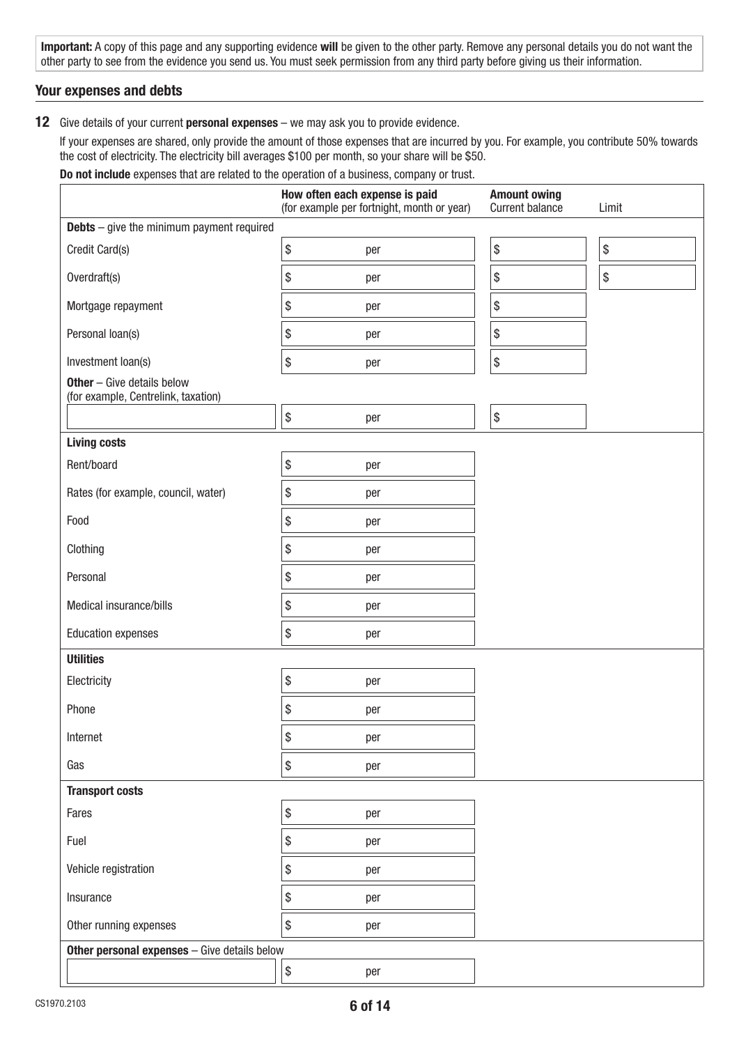**Important:** A copy of this page and any supporting evidence **will** be given to the other party. Remove any personal details you do not want the other party to see from the evidence you send us. You must seek permission from any third party before giving us their information.

## Your expenses and debts

**12** Give details of your current **personal expenses** – we may ask you to provide evidence.

If your expenses are shared, only provide the amount of those expenses that are incurred by you. For example, you contribute 50% towards the cost of electricity. The electricity bill averages $100 per month, so your share will be $50.

**Do not include** expenses that are related to the operation of a business, company or trust.

| | **How often each expense is paid** (for example per fortnight, month or year) | **Amount owing** Current balance | Limit |
|---|---|---|---|
| **Debts** – give the minimum payment required | | | |
| Credit Card(s) | $ per | $ | $ |
| Overdraft(s) | $ per | $ | $ |
| Mortgage repayment | $ per | $ | |
| Personal loan(s) | $ per | $ | |
| Investment loan(s) | $ per | $ | |
| **Other** – Give details below (for example, Centrelink, taxation) | | | |
| | $ per | $ | |
| **Living costs** | | | |
| Rent/board | $ per | | |
| Rates (for example, council, water) | $ per | | |
| Food | $ per | | |
| Clothing | $ per | | |
| Personal | $ per | | |
| Medical insurance/bills | $ per | | |
| Education expenses | $ per | | |
| **Utilities** | | | |
| Electricity | $ per | | |
| Phone | $ per | | |
| Internet | $ per | | |
| Gas | $ per | | |
| **Transport costs** | | | |
| Fares | $ per | | |
| Fuel | $ per | | |
| Vehicle registration | $ per | | |
| Insurance | $ per | | |
| Other running expenses | $ per | | |
| **Other personal expenses** – Give details below | | | |
| | $ per | | |

CS1970.2103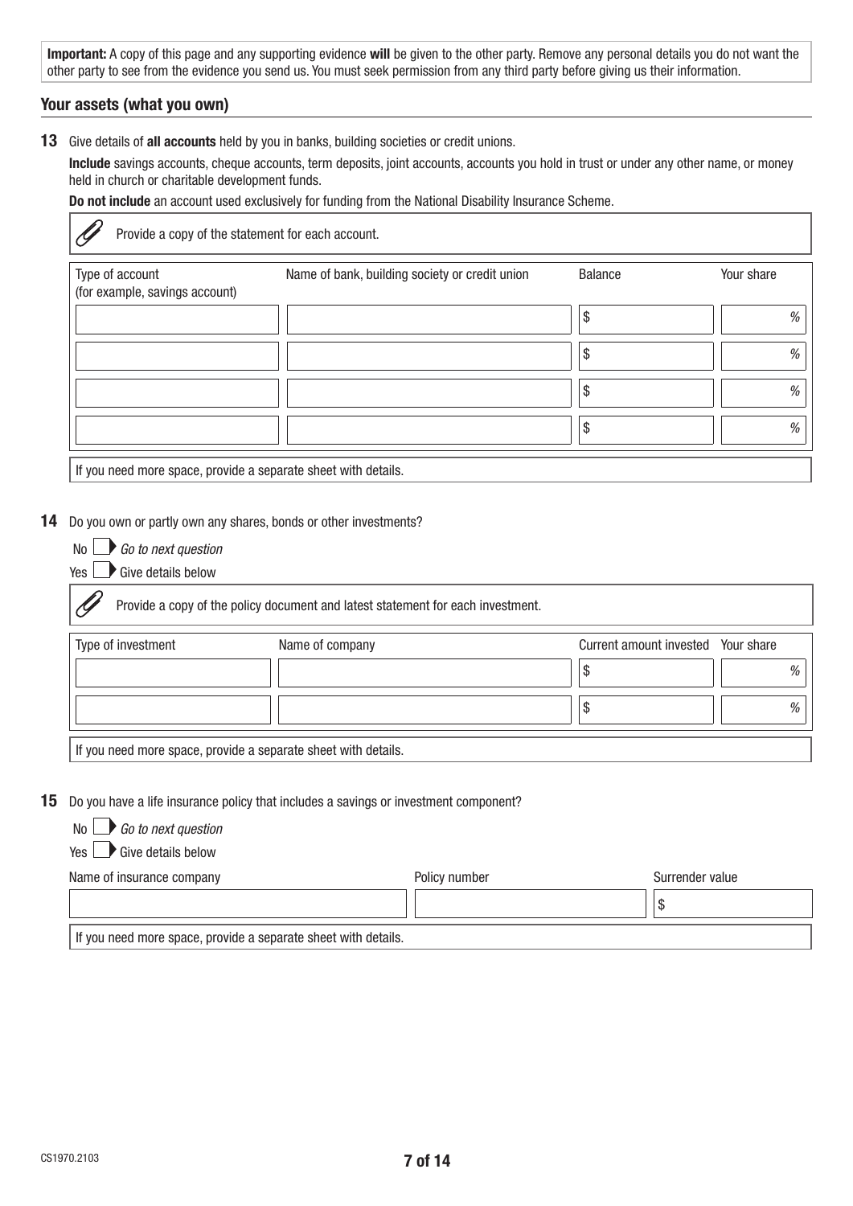**Important:** A copy of this page and any supporting evidence **will** be given to the other party. Remove any personal details you do not want the other party to see from the evidence you send us. You must seek permission from any third party before giving us their information.

## Your assets (what you own)

**13** Give details of **all accounts** held by you in banks, building societies or credit unions.

**Include** savings accounts, cheque accounts, term deposits, joint accounts, accounts you hold in trust or under any other name, or money held in church or charitable development funds.

**Do not include** an account used exclusively for funding from the National Disability Insurance Scheme.

Provide a copy of the statement for each account.

| Type of account (for example, savings account) | Name of bank, building society or credit union | Balance | Your share |
|---|---|---|---|
| | | $ | % |
| | | $ | % |
| | | $ | % |
| | | $ | % |

If you need more space, provide a separate sheet with details.

**14** Do you own or partly own any shares, bonds or other investments?

No ☐ *Go to next question*

Yes ☐ Give details below

Provide a copy of the policy document and latest statement for each investment.

| Type of investment | Name of company | Current amount invested | Your share |
|---|---|---|---|
| | | $ | % |
| | | $ | % |

If you need more space, provide a separate sheet with details.

**15** Do you have a life insurance policy that includes a savings or investment component?

No ☐ *Go to next question*

Yes ☐ Give details below

| Name of insurance company | Policy number | Surrender value |
|---|---|---|
| | | $ |

If you need more space, provide a separate sheet with details.

CS1970.2103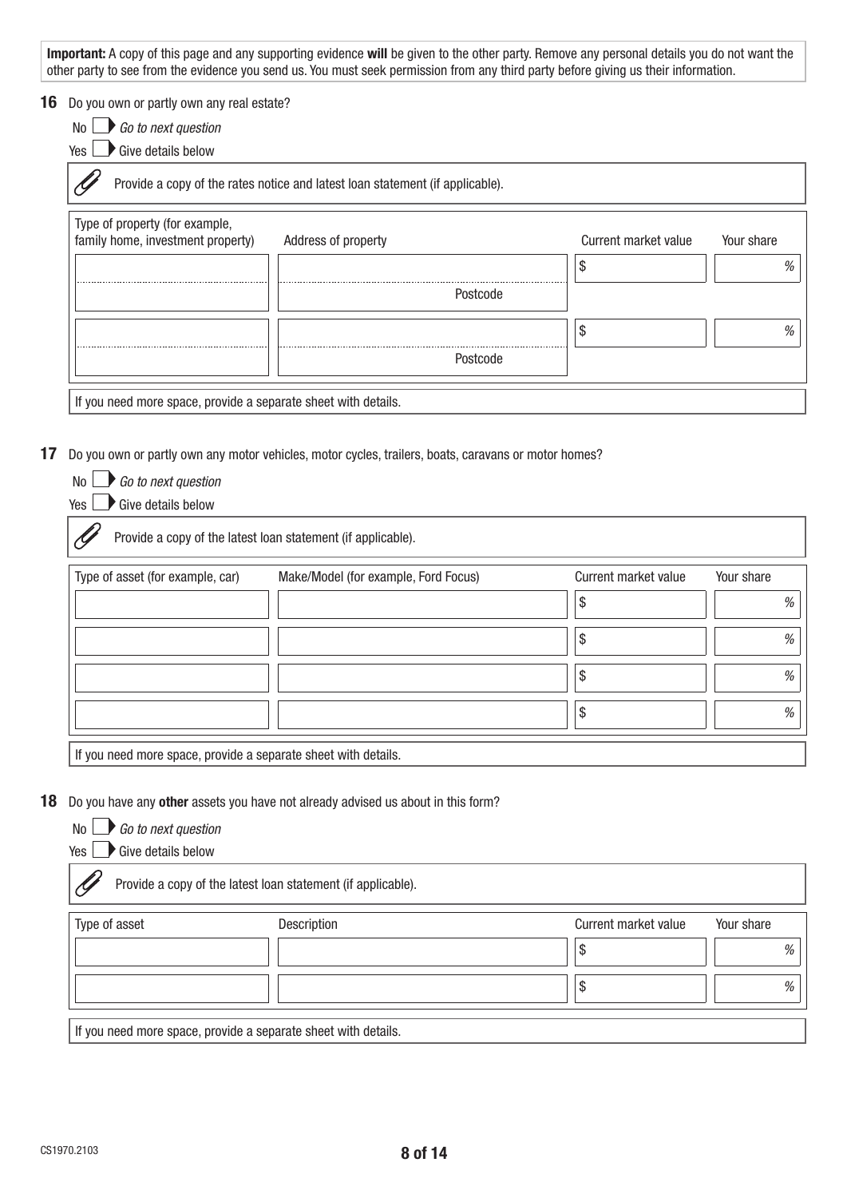**Important:** A copy of this page and any supporting evidence **will** be given to the other party. Remove any personal details you do not want the other party to see from the evidence you send us. You must seek permission from any third party before giving us their information.

**16** Do you own or partly own any real estate?

No ☐ *Go to next question*

Yes ☐ Give details below

Provide a copy of the rates notice and latest loan statement (if applicable).

| Type of property (for example, family home, investment property) | Address of property | Current market value | Your share |
|---|---|---|---|
| | Postcode | $ | % |
| | Postcode | $ | % |

If you need more space, provide a separate sheet with details.

**17** Do you own or partly own any motor vehicles, motor cycles, trailers, boats, caravans or motor homes?

No ☐ *Go to next question*

Yes ☐ Give details below

Provide a copy of the latest loan statement (if applicable).

| Type of asset (for example, car) | Make/Model (for example, Ford Focus) | Current market value | Your share |
|---|---|---|---|
| | | $ | % |
| | | $ | % |
| | | $ | % |
| | | $ | % |

If you need more space, provide a separate sheet with details.

**18** Do you have any **other** assets you have not already advised us about in this form?

No ☐ *Go to next question*

Yes ☐ Give details below

Provide a copy of the latest loan statement (if applicable).

| Type of asset | Description | Current market value | Your share |
|---|---|---|---|
| | | $ | % |
| | | $ | % |

If you need more space, provide a separate sheet with details.

CS1970.2103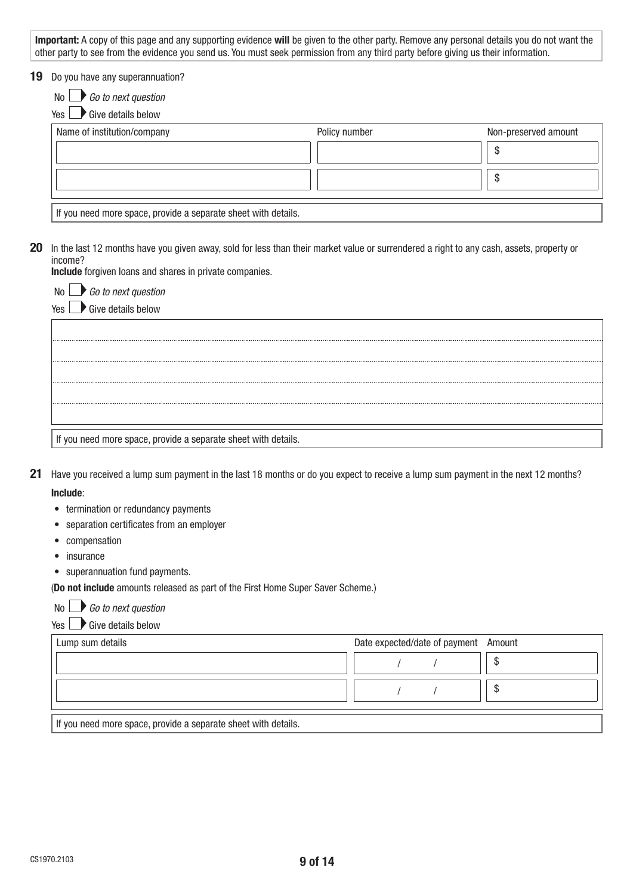**Important:** A copy of this page and any supporting evidence **will** be given to the other party. Remove any personal details you do not want the other party to see from the evidence you send us. You must seek permission from any third party before giving us their information.

**19** Do you have any superannuation?

No ☐ *Go to next question*

Yes ☐ Give details below

| Name of institution/company | Policy number | Non-preserved amount |
|---|---|---|
| | | $ |
| | | $ |

If you need more space, provide a separate sheet with details.

**20** In the last 12 months have you given away, sold for less than their market value or surrendered a right to any cash, assets, property or income?

**Include** forgiven loans and shares in private companies.

No ☐ *Go to next question*

Yes ☐ Give details below

If you need more space, provide a separate sheet with details.

**21** Have you received a lump sum payment in the last 18 months or do you expect to receive a lump sum payment in the next 12 months?

**Include**:

- termination or redundancy payments
- separation certificates from an employer
- compensation
- insurance
- superannuation fund payments.

(**Do not include** amounts released as part of the First Home Super Saver Scheme.)

No ☐ *Go to next question*

Yes ☐ Give details below

| Lump sum details | Date expected/date of payment | Amount |
|---|---|---|
| | / / | $ |
| | / / | $ |

If you need more space, provide a separate sheet with details.

CS1970.2103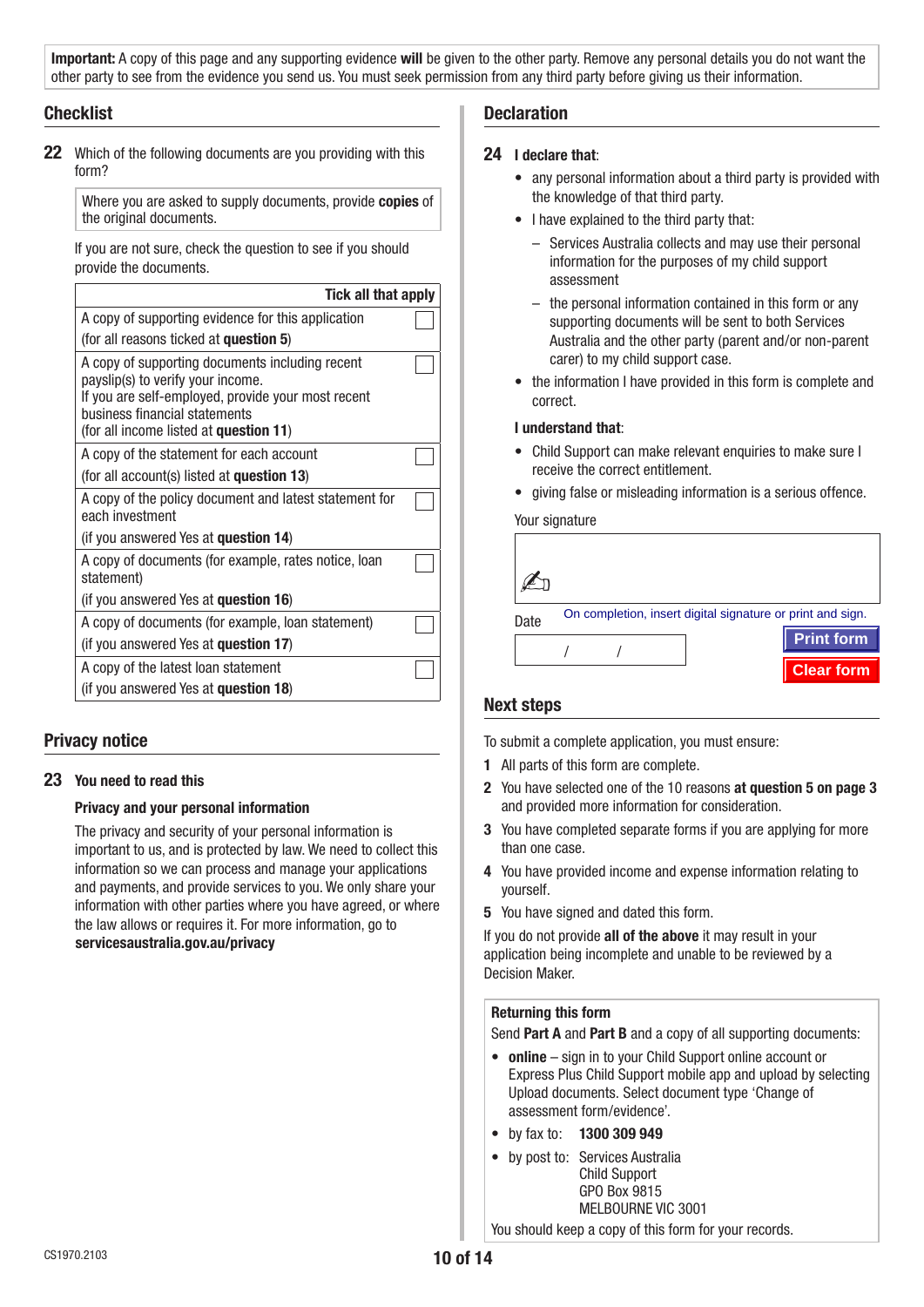**Important:** A copy of this page and any supporting evidence **will** be given to the other party. Remove any personal details you do not want the other party to see from the evidence you send us. You must seek permission from any third party before giving us their information.

## Checklist

**22** Which of the following documents are you providing with this form?

Where you are asked to supply documents, provide **copies** of the original documents.

If you are not sure, check the question to see if you should provide the documents.

| Tick all that apply | |
|---|---|
| A copy of supporting evidence for this application (for all reasons ticked at **question 5**) | ☐ |
| A copy of supporting documents including recent payslip(s) to verify your income. If you are self-employed, provide your most recent business financial statements (for all income listed at **question 11**) | ☐ |
| A copy of the statement for each account (for all account(s) listed at **question 13**) | ☐ |
| A copy of the policy document and latest statement for each investment (if you answered Yes at **question 14**) | ☐ |
| A copy of documents (for example, rates notice, loan statement) (if you answered Yes at **question 16**) | ☐ |
| A copy of documents (for example, loan statement) (if you answered Yes at **question 17**) | ☐ |
| A copy of the latest loan statement (if you answered Yes at **question 18**) | ☐ |

## Privacy notice

**23 You need to read this**

**Privacy and your personal information**

The privacy and security of your personal information is important to us, and is protected by law. We need to collect this information so we can process and manage your applications and payments, and provide services to you. We only share your information with other parties where you have agreed, or where the law allows or requires it. For more information, go to **servicesaustralia.gov.au/privacy**

## Declaration

**24 I declare that**:

- any personal information about a third party is provided with the knowledge of that third party.
- I have explained to the third party that:
  - Services Australia collects and may use their personal information for the purposes of my child support assessment
  - the personal information contained in this form or any supporting documents will be sent to both Services Australia and the other party (parent and/or non-parent carer) to my child support case.
- the information I have provided in this form is complete and correct.

**I understand that**:

- Child Support can make relevant enquiries to make sure I receive the correct entitlement.
- giving false or misleading information is a serious offence.

Your signature

On completion, insert digital signature or print and sign.

Date

/ /

Print form

Clear form

## Next steps

To submit a complete application, you must ensure:

1. All parts of this form are complete.
2. You have selected one of the 10 reasons **at question 5 on page 3** and provided more information for consideration.
3. You have completed separate forms if you are applying for more than one case.
4. You have provided income and expense information relating to yourself.
5. You have signed and dated this form.

If you do not provide **all of the above** it may result in your application being incomplete and unable to be reviewed by a Decision Maker.

**Returning this form**

Send **Part A** and **Part B** and a copy of all supporting documents:

- **online** – sign in to your Child Support online account or Express Plus Child Support mobile app and upload by selecting Upload documents. Select document type 'Change of assessment form/evidence'.
- by fax to: **1300 309 949**
- by post to: Services Australia
  Child Support
  GPO Box 9815
  MELBOURNE VIC 3001

You should keep a copy of this form for your records.

CS1970.2103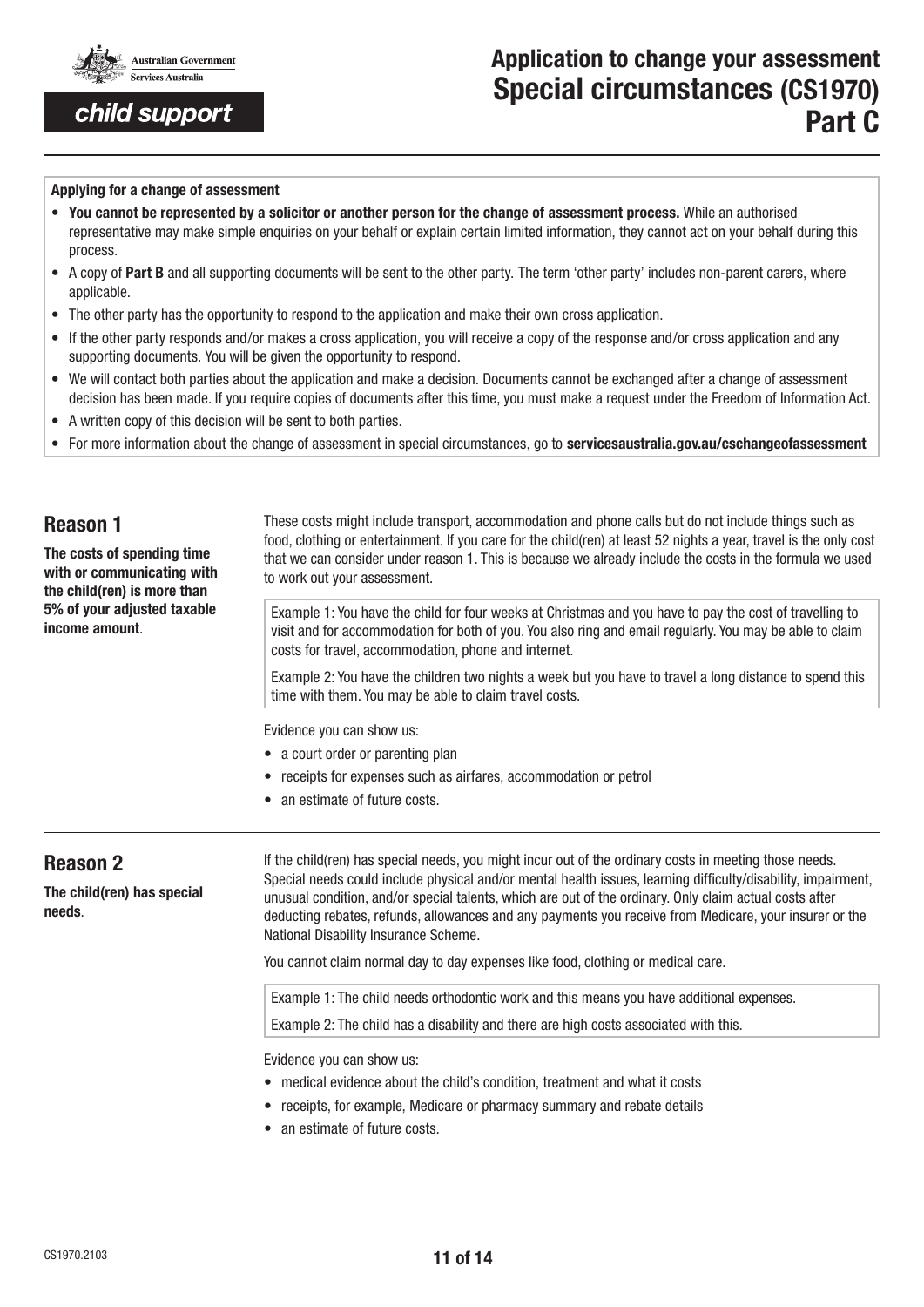# Application to change your assessment Special circumstances (CS1970) Part C

**Applying for a change of assessment**

- **You cannot be represented by a solicitor or another person for the change of assessment process.** While an authorised representative may make simple enquiries on your behalf or explain certain limited information, they cannot act on your behalf during this process.
- A copy of **Part B** and all supporting documents will be sent to the other party. The term 'other party' includes non-parent carers, where applicable.
- The other party has the opportunity to respond to the application and make their own cross application.
- If the other party responds and/or makes a cross application, you will receive a copy of the response and/or cross application and any supporting documents. You will be given the opportunity to respond.
- We will contact both parties about the application and make a decision. Documents cannot be exchanged after a change of assessment decision has been made. If you require copies of documents after this time, you must make a request under the Freedom of Information Act.
- A written copy of this decision will be sent to both parties.
- For more information about the change of assessment in special circumstances, go to **servicesaustralia.gov.au/cschangeofassessment**

## Reason 1

**The costs of spending time with or communicating with the child(ren) is more than 5% of your adjusted taxable income amount**.

These costs might include transport, accommodation and phone calls but do not include things such as food, clothing or entertainment. If you care for the child(ren) at least 52 nights a year, travel is the only cost that we can consider under reason 1. This is because we already include the costs in the formula we used to work out your assessment.

Example 1: You have the child for four weeks at Christmas and you have to pay the cost of travelling to visit and for accommodation for both of you. You also ring and email regularly. You may be able to claim costs for travel, accommodation, phone and internet.

Example 2: You have the children two nights a week but you have to travel a long distance to spend this time with them. You may be able to claim travel costs.

Evidence you can show us:

- a court order or parenting plan
- receipts for expenses such as airfares, accommodation or petrol
- an estimate of future costs.

## Reason 2

**The child(ren) has special needs**.

If the child(ren) has special needs, you might incur out of the ordinary costs in meeting those needs. Special needs could include physical and/or mental health issues, learning difficulty/disability, impairment, unusual condition, and/or special talents, which are out of the ordinary. Only claim actual costs after deducting rebates, refunds, allowances and any payments you receive from Medicare, your insurer or the National Disability Insurance Scheme.

You cannot claim normal day to day expenses like food, clothing or medical care.

Example 1: The child needs orthodontic work and this means you have additional expenses.

Example 2: The child has a disability and there are high costs associated with this.

Evidence you can show us:

- medical evidence about the child's condition, treatment and what it costs
- receipts, for example, Medicare or pharmacy summary and rebate details
- an estimate of future costs.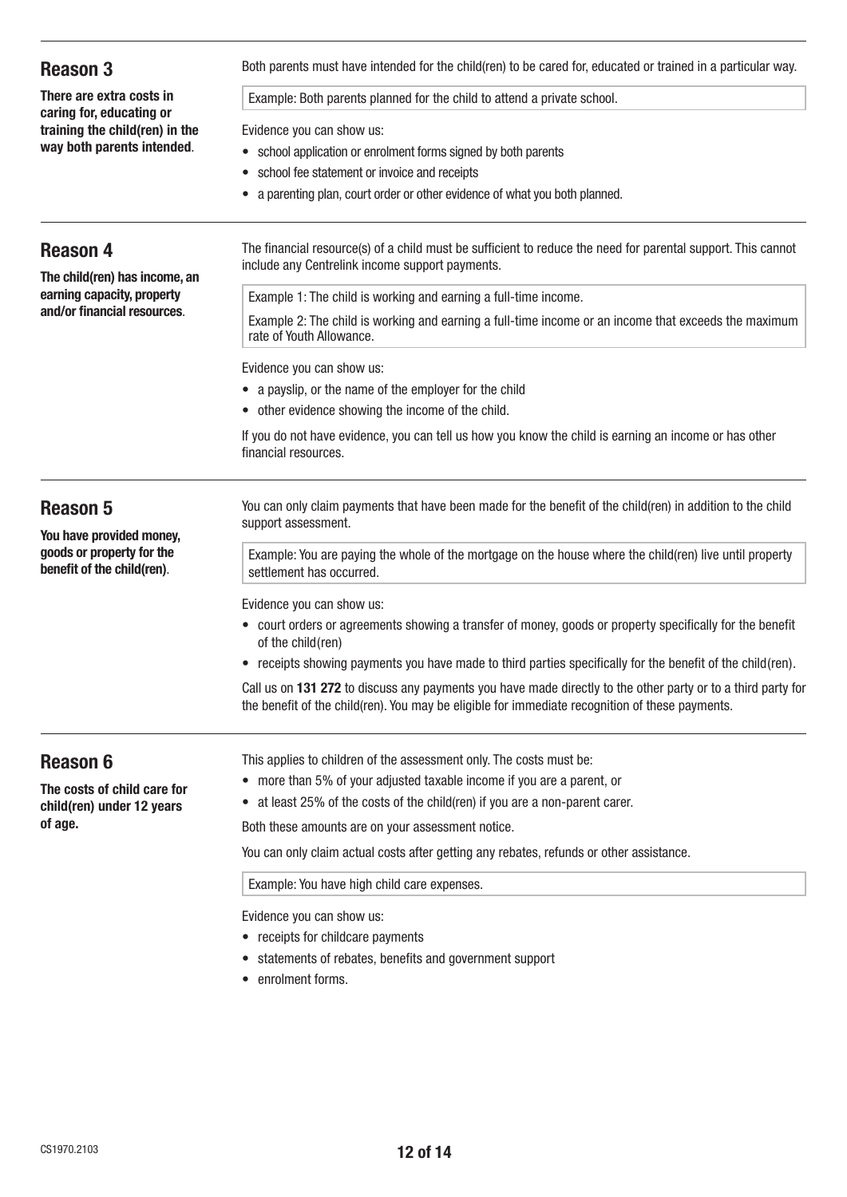## Reason 3

**There are extra costs in caring for, educating or training the child(ren) in the way both parents intended**.

Both parents must have intended for the child(ren) to be cared for, educated or trained in a particular way.

Example: Both parents planned for the child to attend a private school.

Evidence you can show us:

- school application or enrolment forms signed by both parents
- school fee statement or invoice and receipts
- a parenting plan, court order or other evidence of what you both planned.

## Reason 4

**The child(ren) has income, an earning capacity, property and/or financial resources**.

The financial resource(s) of a child must be sufficient to reduce the need for parental support. This cannot include any Centrelink income support payments.

Example 1: The child is working and earning a full-time income.

Example 2: The child is working and earning a full-time income or an income that exceeds the maximum rate of Youth Allowance.

Evidence you can show us:

- a payslip, or the name of the employer for the child
- other evidence showing the income of the child.

If you do not have evidence, you can tell us how you know the child is earning an income or has other financial resources.

## Reason 5

**You have provided money, goods or property for the benefit of the child(ren)**.

You can only claim payments that have been made for the benefit of the child(ren) in addition to the child support assessment.

Example: You are paying the whole of the mortgage on the house where the child(ren) live until property settlement has occurred.

Evidence you can show us:

- court orders or agreements showing a transfer of money, goods or property specifically for the benefit of the child(ren)
- receipts showing payments you have made to third parties specifically for the benefit of the child(ren).

Call us on **131 272** to discuss any payments you have made directly to the other party or to a third party for the benefit of the child(ren). You may be eligible for immediate recognition of these payments.

## Reason 6

**The costs of child care for child(ren) under 12 years of age.**

This applies to children of the assessment only. The costs must be:

- more than 5% of your adjusted taxable income if you are a parent, or
- at least 25% of the costs of the child(ren) if you are a non-parent carer.

Both these amounts are on your assessment notice.

You can only claim actual costs after getting any rebates, refunds or other assistance.

Example: You have high child care expenses.

Evidence you can show us:

- receipts for childcare payments
- statements of rebates, benefits and government support
- enrolment forms.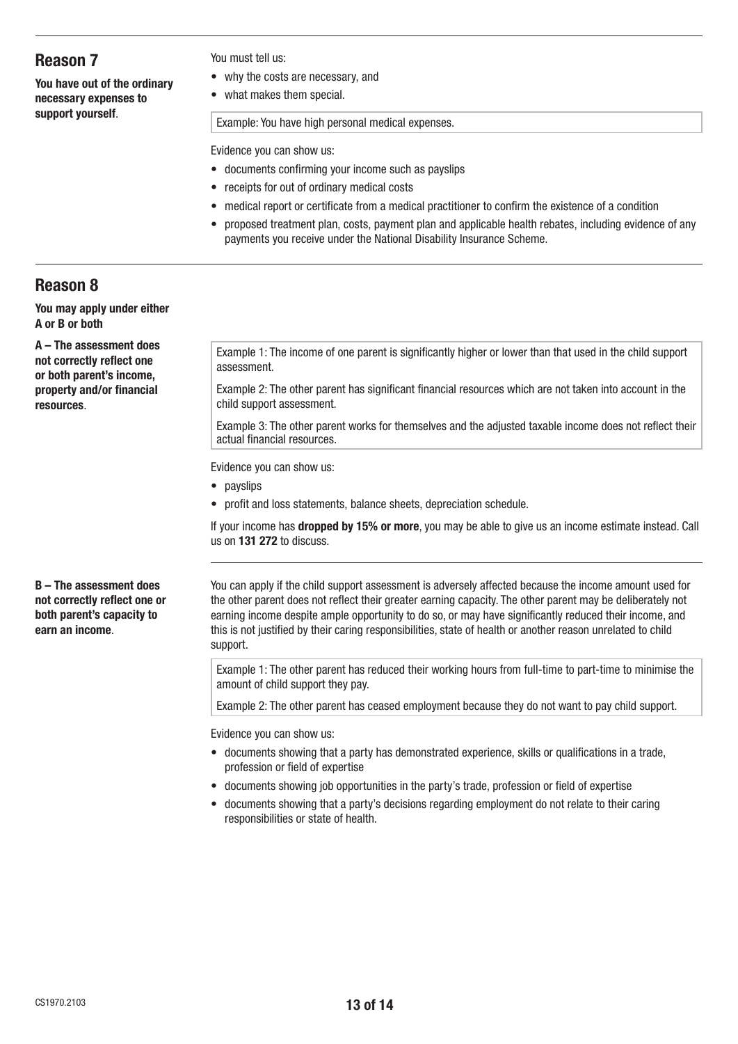## Reason 7

**You have out of the ordinary necessary expenses to support yourself**.

You must tell us:

- why the costs are necessary, and
- what makes them special.

Example: You have high personal medical expenses.

Evidence you can show us:

- documents confirming your income such as payslips
- receipts for out of ordinary medical costs
- medical report or certificate from a medical practitioner to confirm the existence of a condition
- proposed treatment plan, costs, payment plan and applicable health rebates, including evidence of any payments you receive under the National Disability Insurance Scheme.

## Reason 8

**You may apply under either A or B or both**

**A – The assessment does not correctly reflect one or both parent's income, property and/or financial resources**.

Example 1: The income of one parent is significantly higher or lower than that used in the child support assessment.

Example 2: The other parent has significant financial resources which are not taken into account in the child support assessment.

Example 3: The other parent works for themselves and the adjusted taxable income does not reflect their actual financial resources.

Evidence you can show us:

- payslips
- profit and loss statements, balance sheets, depreciation schedule.

If your income has **dropped by 15% or more**, you may be able to give us an income estimate instead. Call us on **131 272** to discuss.

**B – The assessment does not correctly reflect one or both parent's capacity to earn an income**.

You can apply if the child support assessment is adversely affected because the income amount used for the other parent does not reflect their greater earning capacity. The other parent may be deliberately not earning income despite ample opportunity to do so, or may have significantly reduced their income, and this is not justified by their caring responsibilities, state of health or another reason unrelated to child support.

Example 1: The other parent has reduced their working hours from full-time to part-time to minimise the amount of child support they pay.

Example 2: The other parent has ceased employment because they do not want to pay child support.

Evidence you can show us:

- documents showing that a party has demonstrated experience, skills or qualifications in a trade, profession or field of expertise
- documents showing job opportunities in the party's trade, profession or field of expertise
- documents showing that a party's decisions regarding employment do not relate to their caring responsibilities or state of health.

CS1970.2103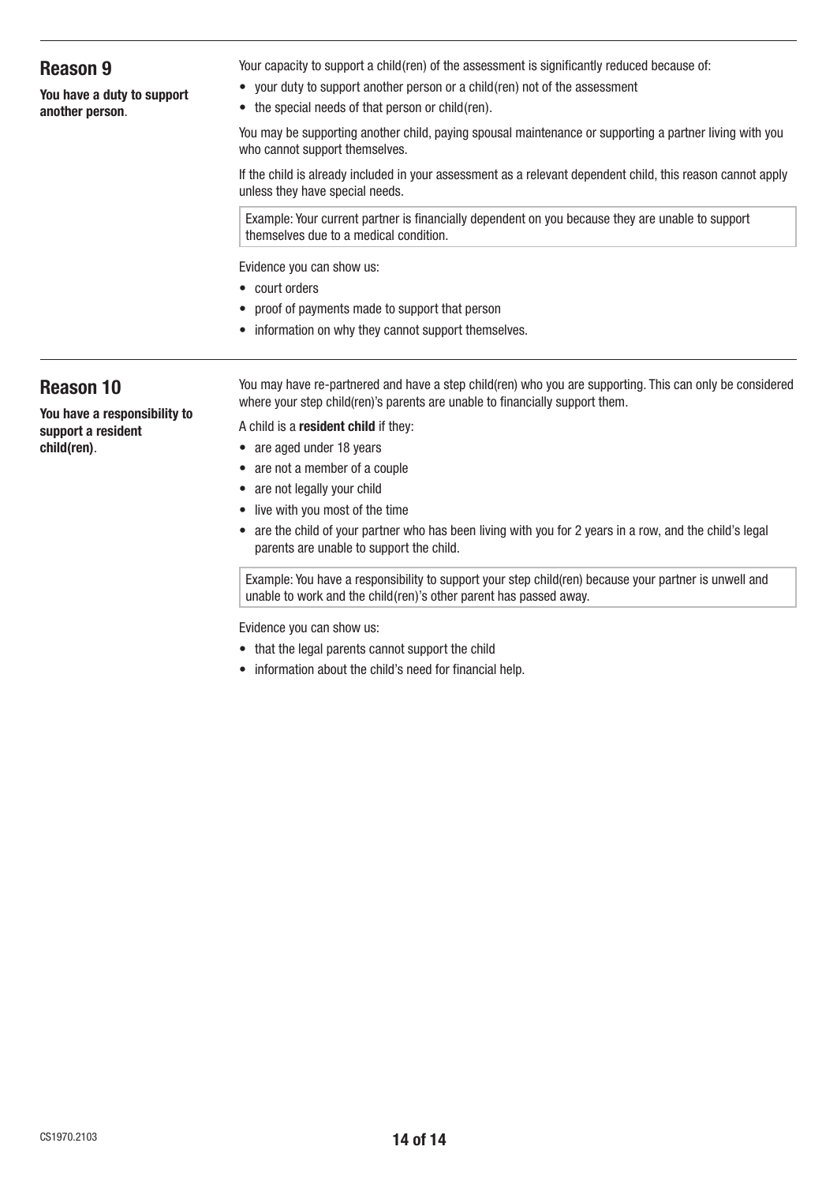## Reason 9

**You have a duty to support another person**.

Your capacity to support a child(ren) of the assessment is significantly reduced because of:

- your duty to support another person or a child(ren) not of the assessment
- the special needs of that person or child(ren).

You may be supporting another child, paying spousal maintenance or supporting a partner living with you who cannot support themselves.

If the child is already included in your assessment as a relevant dependent child, this reason cannot apply unless they have special needs.

> Example: Your current partner is financially dependent on you because they are unable to support themselves due to a medical condition.

Evidence you can show us:

- court orders
- proof of payments made to support that person
- information on why they cannot support themselves.

## Reason 10

**You have a responsibility to support a resident child(ren)**.

You may have re-partnered and have a step child(ren) who you are supporting. This can only be considered where your step child(ren)'s parents are unable to financially support them.

A child is a **resident child** if they:

- are aged under 18 years
- are not a member of a couple
- are not legally your child
- live with you most of the time
- are the child of your partner who has been living with you for 2 years in a row, and the child's legal parents are unable to support the child.

> Example: You have a responsibility to support your step child(ren) because your partner is unwell and unable to work and the child(ren)'s other parent has passed away.

Evidence you can show us:

- that the legal parents cannot support the child
- information about the child's need for financial help.

CS1970.2103